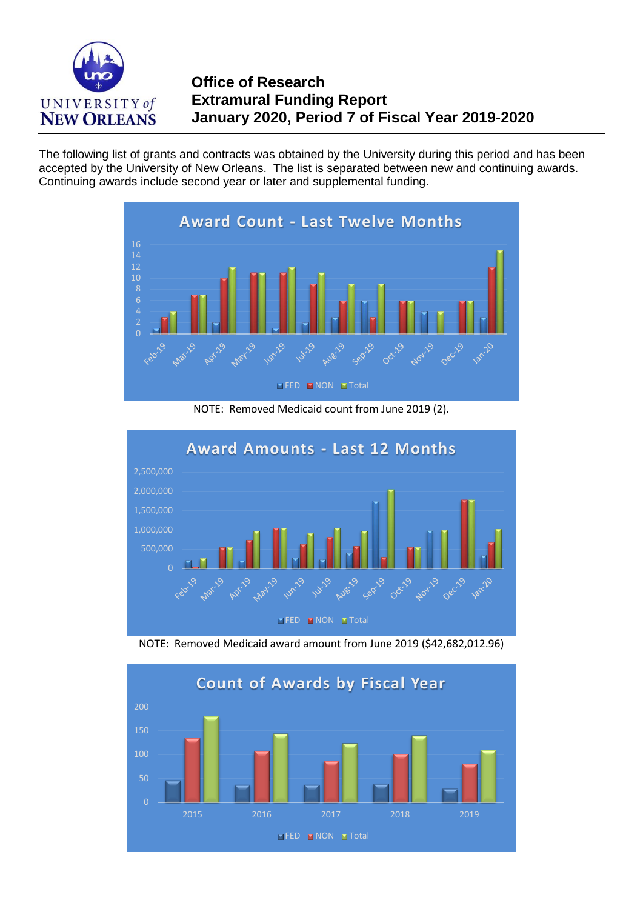# Office of Research
## Extramural Funding Report
## January 2020, Period 7 of Fiscal Year 2019-2020

The following list of grants and contracts was obtained by the University during this period and has been accepted by the University of New Orleans. The list is separated between new and continuing awards. Continuing awards include second year or later and supplemental funding.

**Award Count - Last Twelve Months**

NOTE: Removed Medicaid count from June 2019 (2).

**Award Amounts - Last 12 Months**

NOTE: Removed Medicaid award amount from June 2019 ($42,682,012.96)

**Count of Awards by Fiscal Year**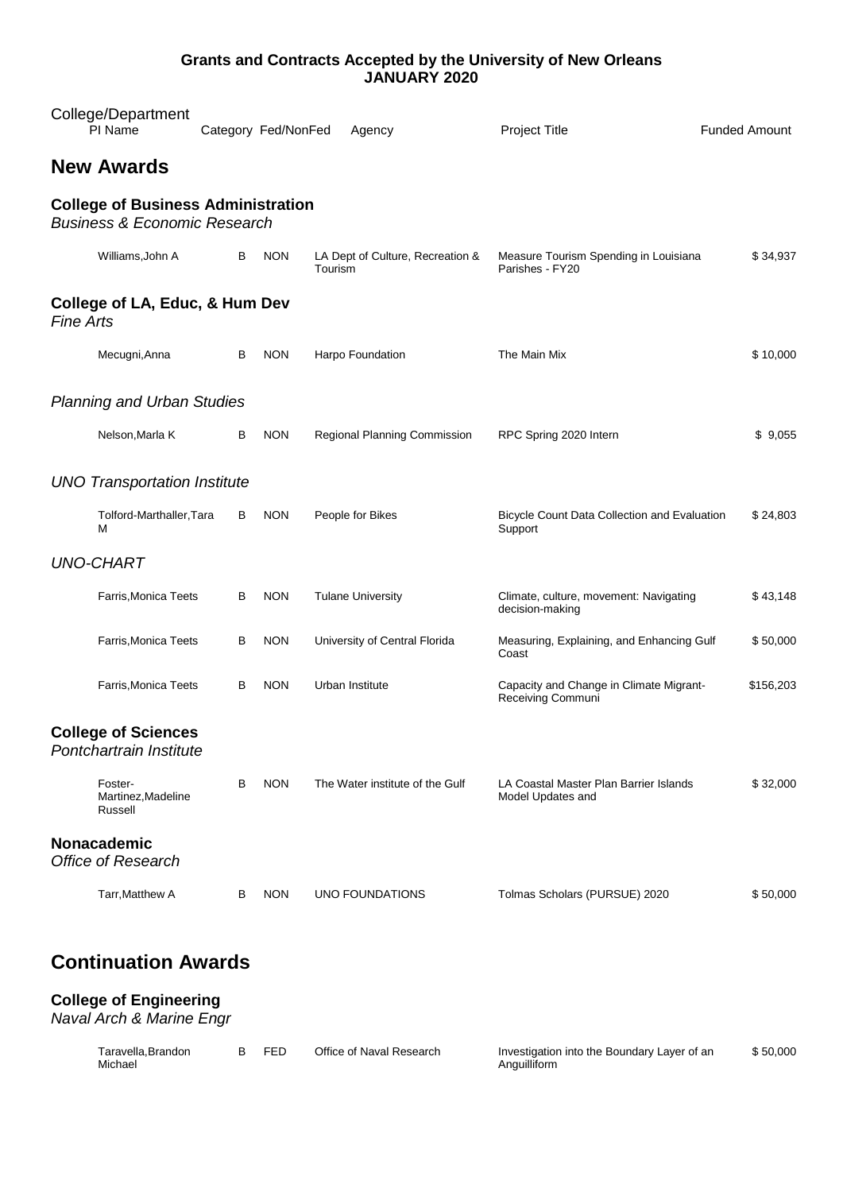# Grants and Contracts Accepted by the University of New Orleans
## JANUARY 2020

| College/Department PI Name | Category | Fed/NonFed | Agency | Project Title | Funded Amount |
|---|---|---|---|---|---|

## New Awards

### College of Business Administration

*Business & Economic Research*

| PI Name | Category | Fed/NonFed | Agency | Project Title | Funded Amount |
|---|---|---|---|---|---|
| Williams,John A | B | NON | LA Dept of Culture, Recreation & Tourism | Measure Tourism Spending in Louisiana Parishes - FY20 | $ 34,937 |

### College of LA, Educ, & Hum Dev

*Fine Arts*

| PI Name | Category | Fed/NonFed | Agency | Project Title | Funded Amount |
|---|---|---|---|---|---|
| Mecugni,Anna | B | NON | Harpo Foundation | The Main Mix | $ 10,000 |

*Planning and Urban Studies*

| PI Name | Category | Fed/NonFed | Agency | Project Title | Funded Amount |
|---|---|---|---|---|---|
| Nelson,Marla K | B | NON | Regional Planning Commission | RPC Spring 2020 Intern | $ 9,055 |

*UNO Transportation Institute*

| PI Name | Category | Fed/NonFed | Agency | Project Title | Funded Amount |
|---|---|---|---|---|---|
| Tolford-Marthaller,Tara M | B | NON | People for Bikes | Bicycle Count Data Collection and Evaluation Support | $ 24,803 |

*UNO-CHART*

| PI Name | Category | Fed/NonFed | Agency | Project Title | Funded Amount |
|---|---|---|---|---|---|
| Farris,Monica Teets | B | NON | Tulane University | Climate, culture, movement: Navigating decision-making | $ 43,148 |
| Farris,Monica Teets | B | NON | University of Central Florida | Measuring, Explaining, and Enhancing Gulf Coast | $ 50,000 |
| Farris,Monica Teets | B | NON | Urban Institute | Capacity and Change in Climate Migrant-Receiving Communi | $156,203 |

### College of Sciences

*Pontchartrain Institute*

| PI Name | Category | Fed/NonFed | Agency | Project Title | Funded Amount |
|---|---|---|---|---|---|
| Foster-Martinez,Madeline Russell | B | NON | The Water institute of the Gulf | LA Coastal Master Plan Barrier Islands Model Updates and | $ 32,000 |

### Nonacademic

*Office of Research*

| PI Name | Category | Fed/NonFed | Agency | Project Title | Funded Amount |
|---|---|---|---|---|---|
| Tarr,Matthew A | B | NON | UNO FOUNDATIONS | Tolmas Scholars (PURSUE) 2020 | $ 50,000 |

## Continuation Awards

### College of Engineering

*Naval Arch & Marine Engr*

| PI Name | Category | Fed/NonFed | Agency | Project Title | Funded Amount |
|---|---|---|---|---|---|
| Taravella,Brandon Michael | B | FED | Office of Naval Research | Investigation into the Boundary Layer of an Anguilliform | $ 50,000 |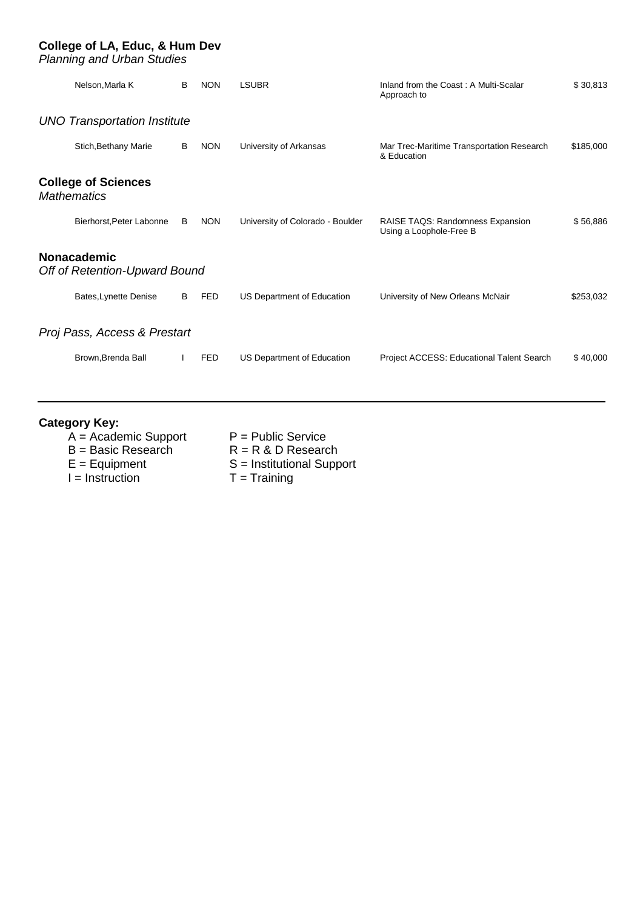## College of LA, Educ, & Hum Dev

*Planning and Urban Studies*

| | | | | | |
|---|---|---|---|---|---|
| Nelson,Marla K | B | NON | LSUBR | Inland from the Coast : A Multi-Scalar Approach to | $ 30,813 |

*UNO Transportation Institute*

| | | | | | |
|---|---|---|---|---|---|
| Stich,Bethany Marie | B | NON | University of Arkansas | Mar Trec-Maritime Transportation Research & Education | $185,000 |

## College of Sciences

*Mathematics*

| | | | | | |
|---|---|---|---|---|---|
| Bierhorst,Peter Labonne | B | NON | University of Colorado - Boulder | RAISE TAQS: Randomness Expansion Using a Loophole-Free B | $ 56,886 |

## Nonacademic

*Off of Retention-Upward Bound*

| | | | | | |
|---|---|---|---|---|---|
| Bates,Lynette Denise | B | FED | US Department of Education | University of New Orleans McNair | $253,032 |

*Proj Pass, Access & Prestart*

| | | | | | |
|---|---|---|---|---|---|
| Brown,Brenda Ball | I | FED | US Department of Education | Project ACCESS: Educational Talent Search | $ 40,000 |

---

**Category Key:**

A = Academic Support
B = Basic Research
E = Equipment
I = Instruction
P = Public Service
R = R & D Research
S = Institutional Support
T = Training